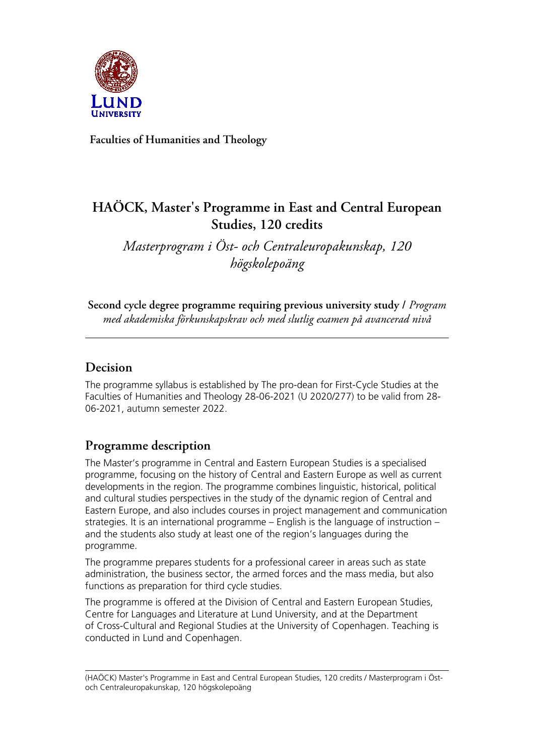**Faculties of Humanities and Theology**

# HAÖCK, Master's Programme in East and Central European Studies, 120 credits

*Masterprogram i Öst- och Centraleuropakunskap, 120 högskolepoäng*

**Second cycle degree programme requiring previous university study /** *Program med akademiska förkunskapskrav och med slutlig examen på avancerad nivå*

---

## Decision

The programme syllabus is established by The pro-dean for First-Cycle Studies at the Faculties of Humanities and Theology 28-06-2021 (U 2020/277) to be valid from 28-06-2021, autumn semester 2022.

## Programme description

The Master's programme in Central and Eastern European Studies is a specialised programme, focusing on the history of Central and Eastern Europe as well as current developments in the region. The programme combines linguistic, historical, political and cultural studies perspectives in the study of the dynamic region of Central and Eastern Europe, and also includes courses in project management and communication strategies. It is an international programme – English is the language of instruction – and the students also study at least one of the region's languages during the programme.

The programme prepares students for a professional career in areas such as state administration, the business sector, the armed forces and the mass media, but also functions as preparation for third cycle studies.

The programme is offered at the Division of Central and Eastern European Studies, Centre for Languages and Literature at Lund University, and at the Department of Cross-Cultural and Regional Studies at the University of Copenhagen. Teaching is conducted in Lund and Copenhagen.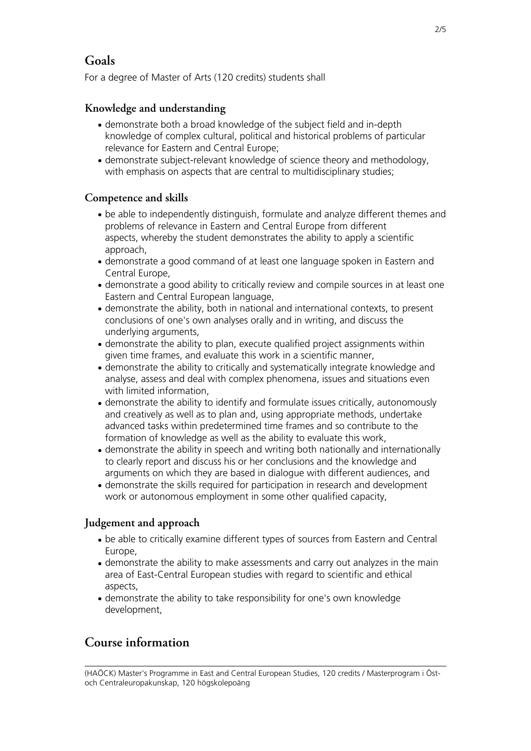# Goals

For a degree of Master of Arts (120 credits) students shall

## Knowledge and understanding

- demonstrate both a broad knowledge of the subject field and in-depth knowledge of complex cultural, political and historical problems of particular relevance for Eastern and Central Europe;
- demonstrate subject-relevant knowledge of science theory and methodology, with emphasis on aspects that are central to multidisciplinary studies;

## Competence and skills

- be able to independently distinguish, formulate and analyze different themes and problems of relevance in Eastern and Central Europe from different aspects, whereby the student demonstrates the ability to apply a scientific approach,
- demonstrate a good command of at least one language spoken in Eastern and Central Europe,
- demonstrate a good ability to critically review and compile sources in at least one Eastern and Central European language,
- demonstrate the ability, both in national and international contexts, to present conclusions of one's own analyses orally and in writing, and discuss the underlying arguments,
- demonstrate the ability to plan, execute qualified project assignments within given time frames, and evaluate this work in a scientific manner,
- demonstrate the ability to critically and systematically integrate knowledge and analyse, assess and deal with complex phenomena, issues and situations even with limited information,
- demonstrate the ability to identify and formulate issues critically, autonomously and creatively as well as to plan and, using appropriate methods, undertake advanced tasks within predetermined time frames and so contribute to the formation of knowledge as well as the ability to evaluate this work,
- demonstrate the ability in speech and writing both nationally and internationally to clearly report and discuss his or her conclusions and the knowledge and arguments on which they are based in dialogue with different audiences, and
- demonstrate the skills required for participation in research and development work or autonomous employment in some other qualified capacity,

## Judgement and approach

- be able to critically examine different types of sources from Eastern and Central Europe,
- demonstrate the ability to make assessments and carry out analyzes in the main area of East-Central European studies with regard to scientific and ethical aspects,
- demonstrate the ability to take responsibility for one's own knowledge development,

# Course information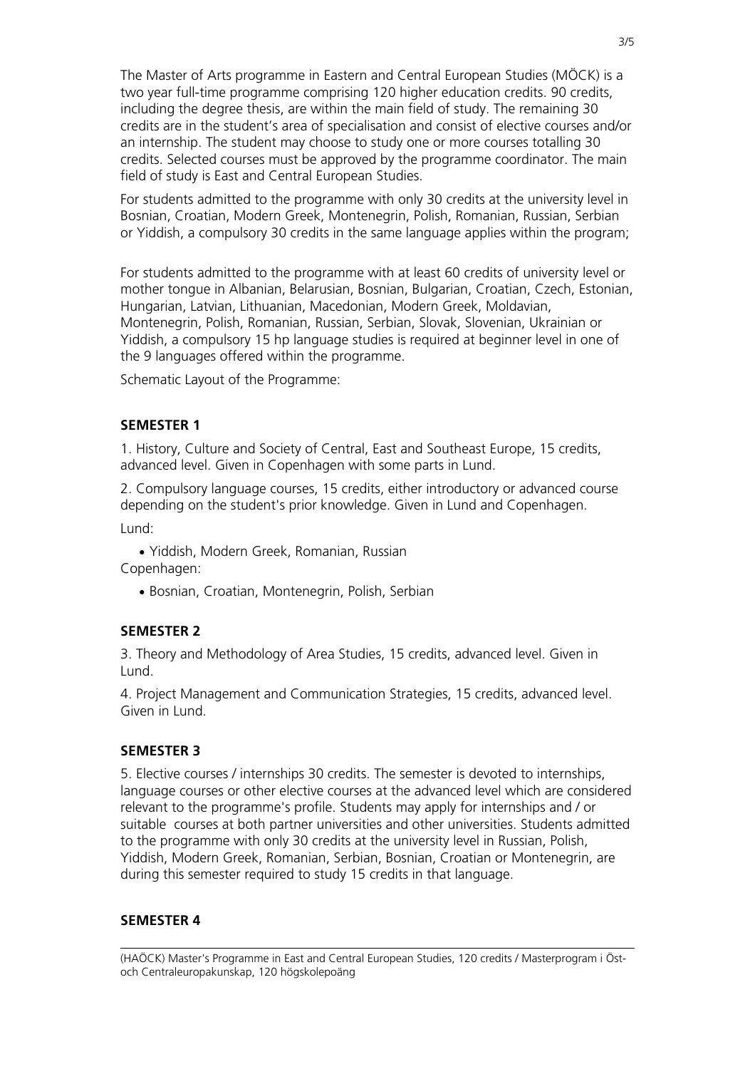The Master of Arts programme in Eastern and Central European Studies (MÖCK) is a two year full-time programme comprising 120 higher education credits. 90 credits, including the degree thesis, are within the main field of study. The remaining 30 credits are in the student's area of specialisation and consist of elective courses and/or an internship. The student may choose to study one or more courses totalling 30 credits. Selected courses must be approved by the programme coordinator. The main field of study is East and Central European Studies.

For students admitted to the programme with only 30 credits at the university level in Bosnian, Croatian, Modern Greek, Montenegrin, Polish, Romanian, Russian, Serbian or Yiddish, a compulsory 30 credits in the same language applies within the program;

For students admitted to the programme with at least 60 credits of university level or mother tongue in Albanian, Belarusian, Bosnian, Bulgarian, Croatian, Czech, Estonian, Hungarian, Latvian, Lithuanian, Macedonian, Modern Greek, Moldavian, Montenegrin, Polish, Romanian, Russian, Serbian, Slovak, Slovenian, Ukrainian or Yiddish, a compulsory 15 hp language studies is required at beginner level in one of the 9 languages offered within the programme.

Schematic Layout of the Programme:

**SEMESTER 1**

1. History, Culture and Society of Central, East and Southeast Europe, 15 credits, advanced level. Given in Copenhagen with some parts in Lund.

2. Compulsory language courses, 15 credits, either introductory or advanced course depending on the student's prior knowledge. Given in Lund and Copenhagen.

Lund:

- Yiddish, Modern Greek, Romanian, Russian

Copenhagen:

- Bosnian, Croatian, Montenegrin, Polish, Serbian

**SEMESTER 2**

3. Theory and Methodology of Area Studies, 15 credits, advanced level. Given in Lund.

4. Project Management and Communication Strategies, 15 credits, advanced level. Given in Lund.

**SEMESTER 3**

5. Elective courses / internships 30 credits. The semester is devoted to internships, language courses or other elective courses at the advanced level which are considered relevant to the programme's profile. Students may apply for internships and / or suitable courses at both partner universities and other universities. Students admitted to the programme with only 30 credits at the university level in Russian, Polish, Yiddish, Modern Greek, Romanian, Serbian, Bosnian, Croatian or Montenegrin, are during this semester required to study 15 credits in that language.

**SEMESTER 4**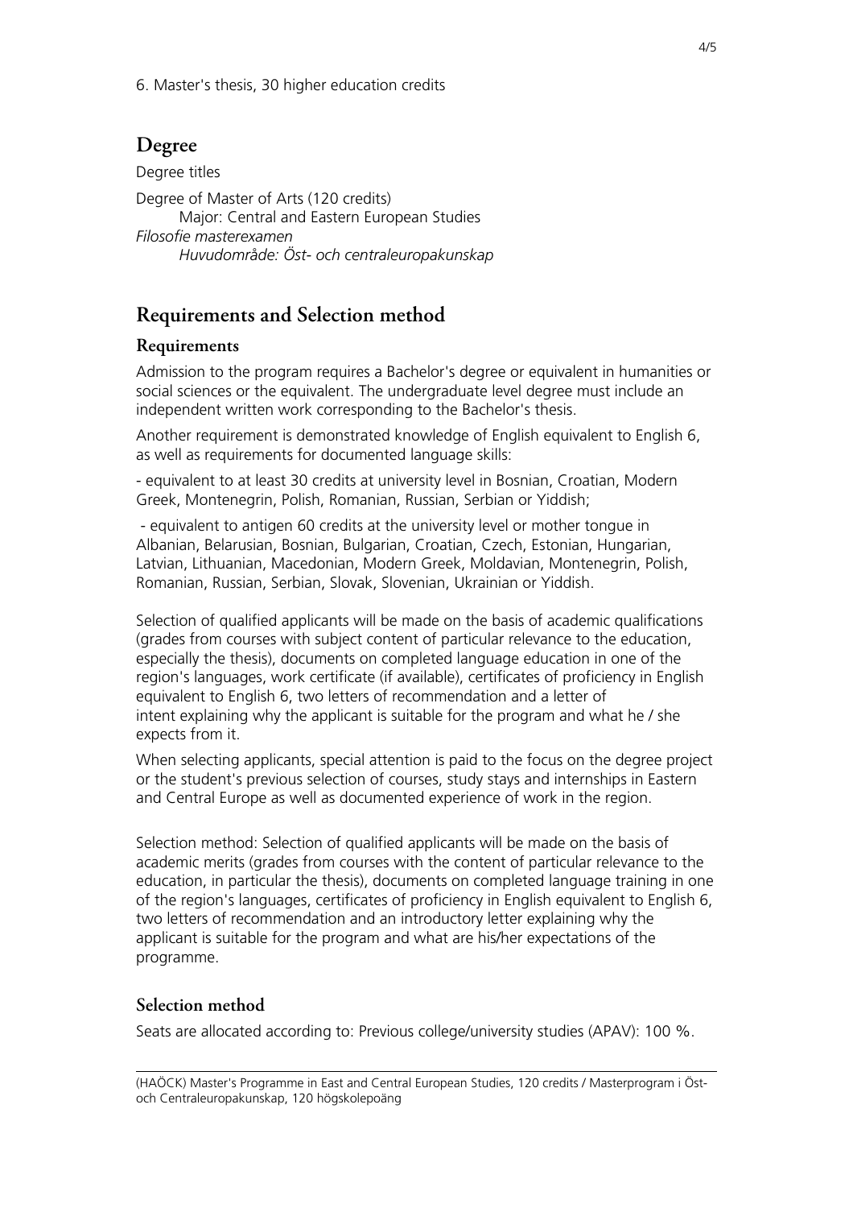6. Master's thesis, 30 higher education credits

## Degree

Degree titles

Degree of Master of Arts (120 credits)
    Major: Central and Eastern European Studies
*Filosofie masterexamen*
    *Huvudområde: Öst- och centraleuropakunskap*

## Requirements and Selection method

### Requirements

Admission to the program requires a Bachelor's degree or equivalent in humanities or social sciences or the equivalent. The undergraduate level degree must include an independent written work corresponding to the Bachelor's thesis.

Another requirement is demonstrated knowledge of English equivalent to English 6, as well as requirements for documented language skills:

- equivalent to at least 30 credits at university level in Bosnian, Croatian, Modern Greek, Montenegrin, Polish, Romanian, Russian, Serbian or Yiddish;

- equivalent to antigen 60 credits at the university level or mother tongue in Albanian, Belarusian, Bosnian, Bulgarian, Croatian, Czech, Estonian, Hungarian, Latvian, Lithuanian, Macedonian, Modern Greek, Moldavian, Montenegrin, Polish, Romanian, Russian, Serbian, Slovak, Slovenian, Ukrainian or Yiddish.

Selection of qualified applicants will be made on the basis of academic qualifications (grades from courses with subject content of particular relevance to the education, especially the thesis), documents on completed language education in one of the region's languages, work certificate (if available), certificates of proficiency in English equivalent to English 6, two letters of recommendation and a letter of intent explaining why the applicant is suitable for the program and what he / she expects from it.

When selecting applicants, special attention is paid to the focus on the degree project or the student's previous selection of courses, study stays and internships in Eastern and Central Europe as well as documented experience of work in the region.

Selection method: Selection of qualified applicants will be made on the basis of academic merits (grades from courses with the content of particular relevance to the education, in particular the thesis), documents on completed language training in one of the region's languages, certificates of proficiency in English equivalent to English 6, two letters of recommendation and an introductory letter explaining why the applicant is suitable for the program and what are his/her expectations of the programme.

### Selection method

Seats are allocated according to: Previous college/university studies (APAV): 100 %.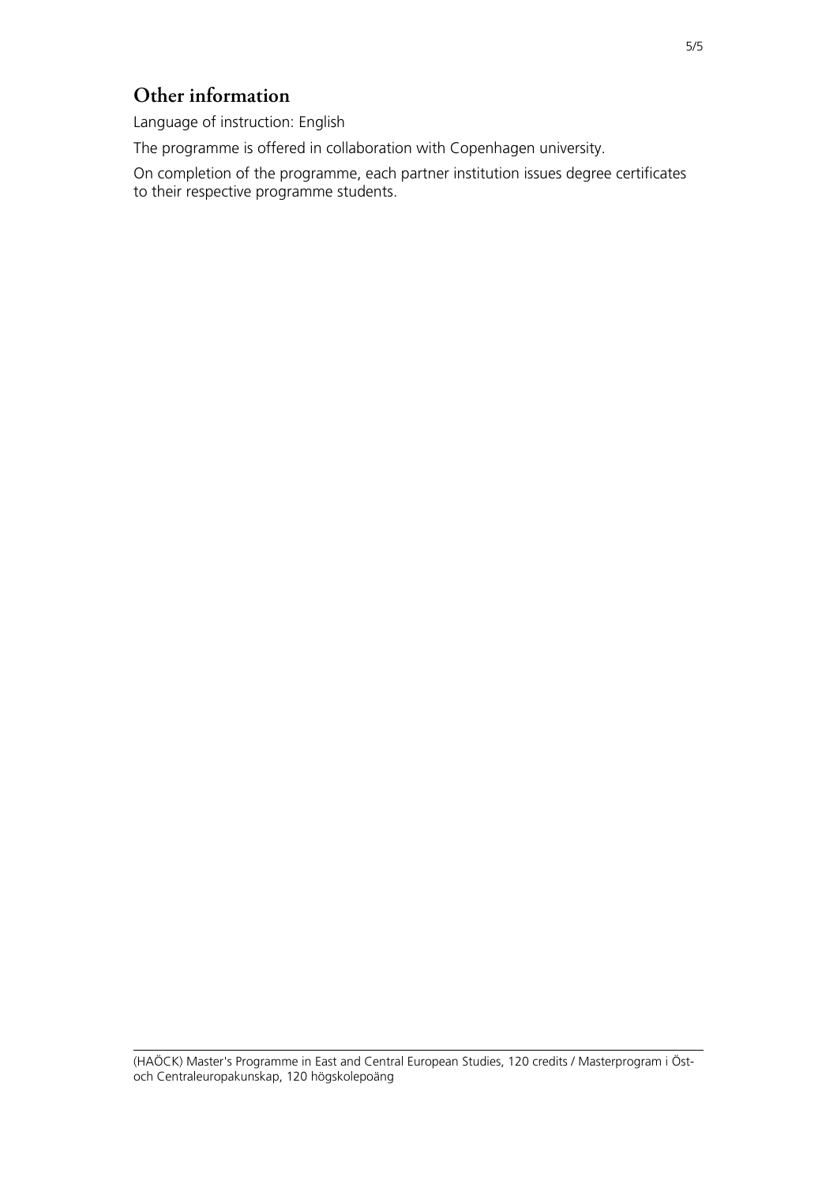## Other information

Language of instruction: English

The programme is offered in collaboration with Copenhagen university.

On completion of the programme, each partner institution issues degree certificates to their respective programme students.